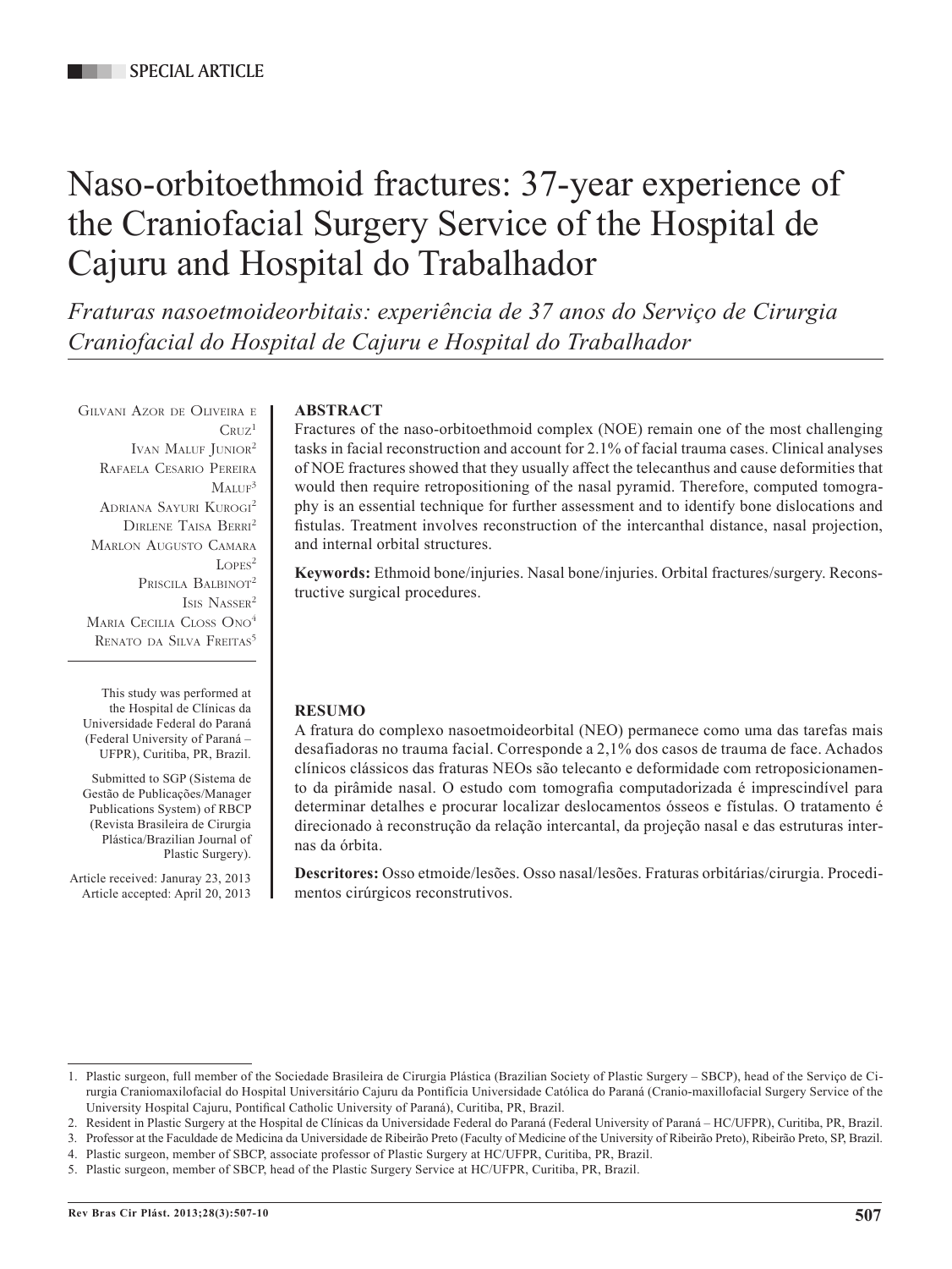SPECIAL ARTICLE

# Naso-orbitoethmoid fractures: 37-year experience of the Craniofacial Surgery Service of the Hospital de Cajuru and Hospital do Trabalhador

*Fraturas nasoetmoideorbitais: experiência de 37 anos do Serviço de Cirurgia Craniofacial do Hospital de Cajuru e Hospital do Trabalhador*

Gilvani Azor de Oliveira e Cruz[1]
Ivan Maluf Junior[2]
Rafaela Cesario Pereira Maluf[3]
Adriana Sayuri Kurogi[2]
Dirlene Taisa Berri[2]
Marlon Augusto Camara Lopes[2]
Priscila Balbinot[2]
Isis Nasser[2]
Maria Cecilia Closs Ono[4]
Renato da Silva Freitas[5]

This study was performed at the Hospital de Clínicas da Universidade Federal do Paraná (Federal University of Paraná – UFPR), Curitiba, PR, Brazil.

Submitted to SGP (Sistema de Gestão de Publicações/Manager Publications System) of RBCP (Revista Brasileira de Cirurgia Plástica/Brazilian Journal of Plastic Surgery).

Article received: Januray 23, 2013
Article accepted: April 20, 2013

**ABSTRACT**

Fractures of the naso-orbitoethmoid complex (NOE) remain one of the most challenging tasks in facial reconstruction and account for 2.1% of facial trauma cases. Clinical analyses of NOE fractures showed that they usually affect the telecanthus and cause deformities that would then require retropositioning of the nasal pyramid. Therefore, computed tomography is an essential technique for further assessment and to identify bone dislocations and fistulas. Treatment involves reconstruction of the intercanthal distance, nasal projection, and internal orbital structures.

**Keywords:** Ethmoid bone/injuries. Nasal bone/injuries. Orbital fractures/surgery. Reconstructive surgical procedures.

**RESUMO**

A fratura do complexo nasoetmoideorbital (NEO) permanece como uma das tarefas mais desafiadoras no trauma facial. Corresponde a 2,1% dos casos de trauma de face. Achados clínicos clássicos das fraturas NEOs são telecanto e deformidade com retroposicionamento da pirâmide nasal. O estudo com tomografia computadorizada é imprescindível para determinar detalhes e procurar localizar deslocamentos ósseos e fístulas. O tratamento é direcionado à reconstrução da relação intercantal, da projeção nasal e das estruturas internas da órbita.

**Descritores:** Osso etmoide/lesões. Osso nasal/lesões. Fraturas orbitárias/cirurgia. Procedimentos cirúrgicos reconstrutivos.

1. Plastic surgeon, full member of the Sociedade Brasileira de Cirurgia Plástica (Brazilian Society of Plastic Surgery – SBCP), head of the Serviço de Cirurgia Craniomaxilofacial do Hospital Universitário Cajuru da Pontifícia Universidade Católica do Paraná (Cranio-maxillofacial Surgery Service of the University Hospital Cajuru, Pontifical Catholic University of Paraná), Curitiba, PR, Brazil.
2. Resident in Plastic Surgery at the Hospital de Clínicas da Universidade Federal do Paraná (Federal University of Paraná – HC/UFPR), Curitiba, PR, Brazil.
3. Professor at the Faculdade de Medicina da Universidade de Ribeirão Preto (Faculty of Medicine of the University of Ribeirão Preto), Ribeirão Preto, SP, Brazil.
4. Plastic surgeon, member of SBCP, associate professor of Plastic Surgery at HC/UFPR, Curitiba, PR, Brazil.
5. Plastic surgeon, member of SBCP, head of the Plastic Surgery Service at HC/UFPR, Curitiba, PR, Brazil.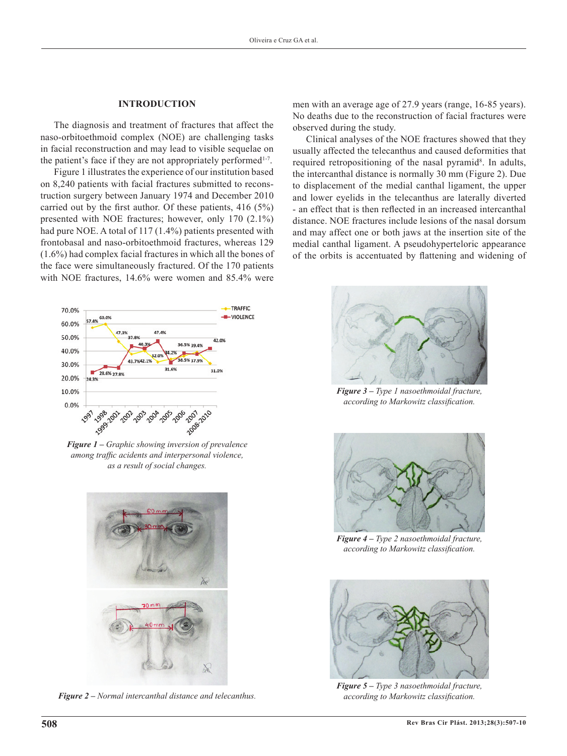## INTRODUCTION

The diagnosis and treatment of fractures that affect the naso-orbitoethmoid complex (NOE) are challenging tasks in facial reconstruction and may lead to visible sequelae on the patient's face if they are not appropriately performed[1-7].

Figure 1 illustrates the experience of our institution based on 8,240 patients with facial fractures submitted to reconstruction surgery between January 1974 and December 2010 carried out by the first author. Of these patients, 416 (5%) presented with NOE fractures; however, only 170 (2.1%) had pure NOE. A total of 117 (1.4%) patients presented with frontobasal and naso-orbitoethmoid fractures, whereas 129 (1.6%) had complex facial fractures in which all the bones of the face were simultaneously fractured. Of the 170 patients with NOE fractures, 14.6% were women and 85.4% were men with an average age of 27.9 years (range, 16-85 years). No deaths due to the reconstruction of facial fractures were observed during the study.

Clinical analyses of the NOE fractures showed that they usually affected the telecanthus and caused deformities that required retropositioning of the nasal pyramid[8]. In adults, the intercanthal distance is normally 30 mm (Figure 2). Due to displacement of the medial canthal ligament, the upper and lower eyelids in the telecanthus are laterally diverted - an effect that is then reflected in an increased intercanthal distance. NOE fractures include lesions of the nasal dorsum and may affect one or both jaws at the insertion site of the medial canthal ligament. A pseudohyperteloric appearance of the orbits is accentuated by flattening and widening of

*Figure 1 – Graphic showing inversion of prevalence among traffic accidents and interpersonal violence, as a result of social changes.*

*Figure 2 – Normal intercanthal distance and telecanthus.*

*Figure 3 – Type 1 nasoethmoidal fracture, according to Markowitz classification.*

*Figure 4 – Type 2 nasoethmoidal fracture, according to Markowitz classification.*

*Figure 5 – Type 3 nasoethmoidal fracture, according to Markowitz classification.*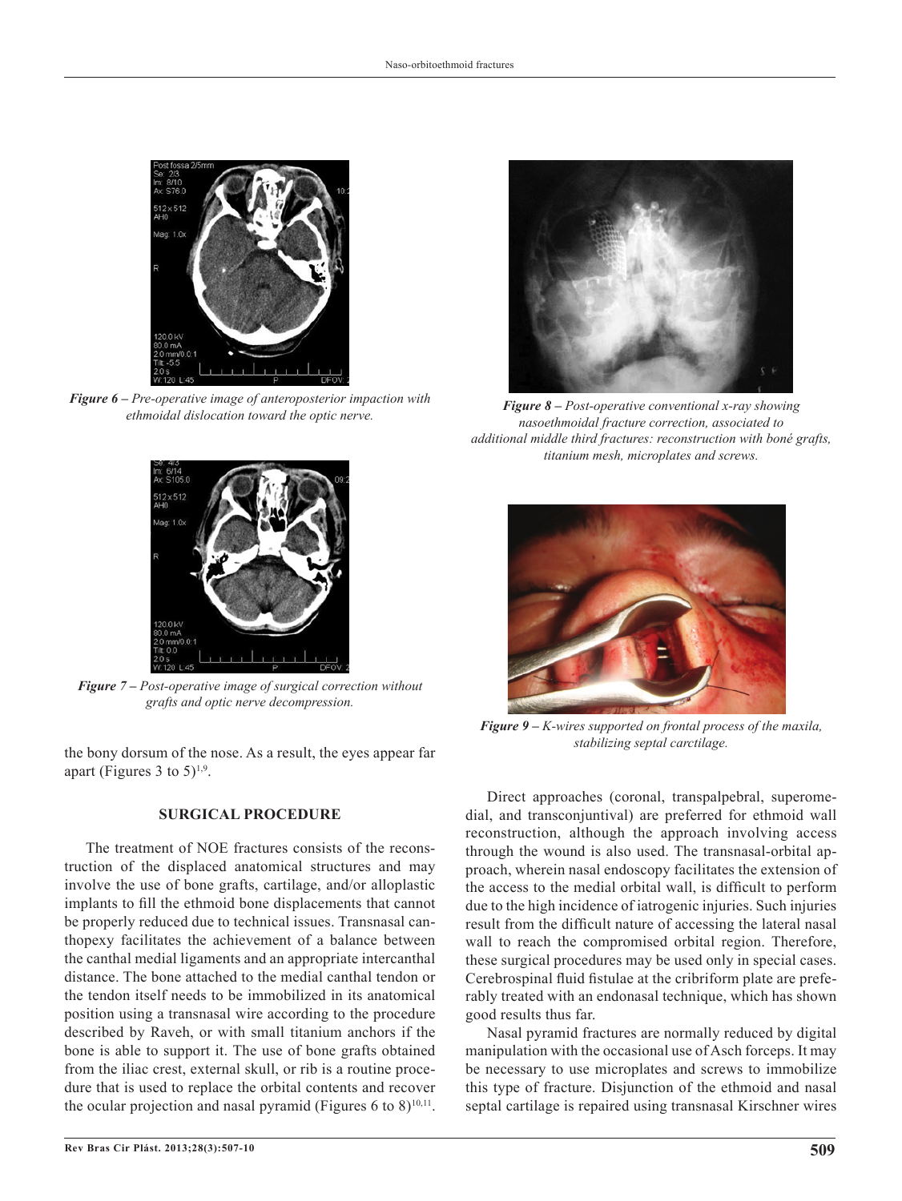*Figure 6 – Pre-operative image of anteroposterior impaction with ethmoidal dislocation toward the optic nerve.*

*Figure 7 – Post-operative image of surgical correction without grafts and optic nerve decompression.*

*Figure 8 – Post-operative conventional x-ray showing nasoethmoidal fracture correction, associated to additional middle third fractures: reconstruction with boné grafts, titanium mesh, microplates and screws.*

*Figure 9 – K-wires supported on frontal process of the maxila, stabilizing septal carctilage.*

the bony dorsum of the nose. As a result, the eyes appear far apart (Figures 3 to 5)[1,9].

## SURGICAL PROCEDURE

The treatment of NOE fractures consists of the reconstruction of the displaced anatomical structures and may involve the use of bone grafts, cartilage, and/or alloplastic implants to fill the ethmoid bone displacements that cannot be properly reduced due to technical issues. Transnasal canthopexy facilitates the achievement of a balance between the canthal medial ligaments and an appropriate intercanthal distance. The bone attached to the medial canthal tendon or the tendon itself needs to be immobilized in its anatomical position using a transnasal wire according to the procedure described by Raveh, or with small titanium anchors if the bone is able to support it. The use of bone grafts obtained from the iliac crest, external skull, or rib is a routine procedure that is used to replace the orbital contents and recover the ocular projection and nasal pyramid (Figures 6 to 8)[10,11].

Direct approaches (coronal, transpalpebral, superomedial, and transconjuntival) are preferred for ethmoid wall reconstruction, although the approach involving access through the wound is also used. The transnasal-orbital approach, wherein nasal endoscopy facilitates the extension of the access to the medial orbital wall, is difficult to perform due to the high incidence of iatrogenic injuries. Such injuries result from the difficult nature of accessing the lateral nasal wall to reach the compromised orbital region. Therefore, these surgical procedures may be used only in special cases. Cerebrospinal fluid fistulae at the cribriform plate are preferably treated with an endonasal technique, which has shown good results thus far.

Nasal pyramid fractures are normally reduced by digital manipulation with the occasional use of Asch forceps. It may be necessary to use microplates and screws to immobilize this type of fracture. Disjunction of the ethmoid and nasal septal cartilage is repaired using transnasal Kirschner wires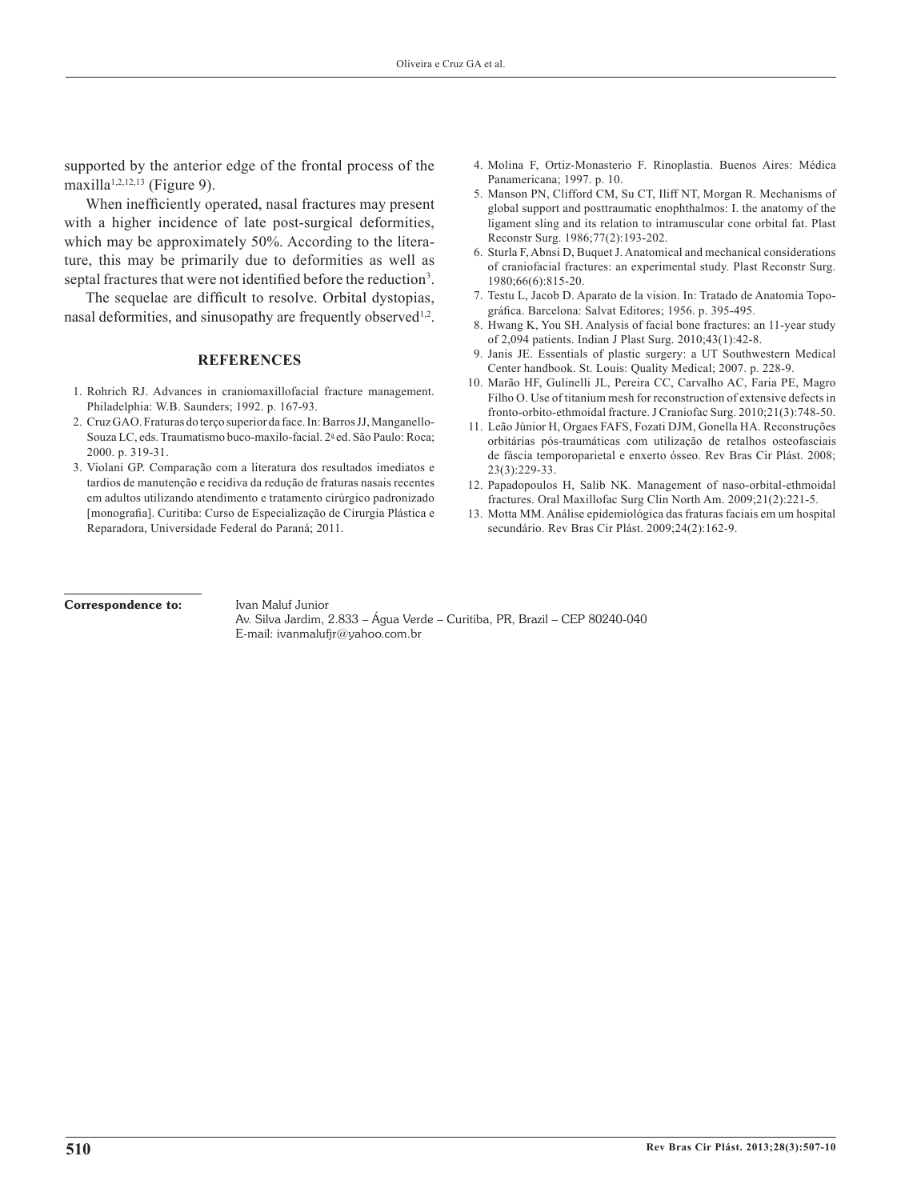supported by the anterior edge of the frontal process of the maxilla[1,2,12,13] (Figure 9).

When inefficiently operated, nasal fractures may present with a higher incidence of late post-surgical deformities, which may be approximately 50%. According to the literature, this may be primarily due to deformities as well as septal fractures that were not identified before the reduction[3].

The sequelae are difficult to resolve. Orbital dystopias, nasal deformities, and sinusopathy are frequently observed[1,2].

## REFERENCES

1. Rohrich RJ. Advances in craniomaxillofacial fracture management. Philadelphia: W.B. Saunders; 1992. p. 167-93.
2. Cruz GAO. Fraturas do terço superior da face. In: Barros JJ, Manganello-Souza LC, eds. Traumatismo buco-maxilo-facial. 2ª ed. São Paulo: Roca; 2000. p. 319-31.
3. Violani GP. Comparação com a literatura dos resultados imediatos e tardios de manutenção e recidiva da redução de fraturas nasais recentes em adultos utilizando atendimento e tratamento cirúrgico padronizado [monografia]. Curitiba: Curso de Especialização de Cirurgia Plástica e Reparadora, Universidade Federal do Paraná; 2011.
4. Molina F, Ortiz-Monasterio F. Rinoplastia. Buenos Aires: Médica Panamericana; 1997. p. 10.
5. Manson PN, Clifford CM, Su CT, Iliff NT, Morgan R. Mechanisms of global support and posttraumatic enophthalmos: I. the anatomy of the ligament sling and its relation to intramuscular cone orbital fat. Plast Reconstr Surg. 1986;77(2):193-202.
6. Sturla F, Abnsi D, Buquet J. Anatomical and mechanical considerations of craniofacial fractures: an experimental study. Plast Reconstr Surg. 1980;66(6):815-20.
7. Testu L, Jacob D. Aparato de la vision. In: Tratado de Anatomia Topográfica. Barcelona: Salvat Editores; 1956. p. 395-495.
8. Hwang K, You SH. Analysis of facial bone fractures: an 11-year study of 2,094 patients. Indian J Plast Surg. 2010;43(1):42-8.
9. Janis JE. Essentials of plastic surgery: a UT Southwestern Medical Center handbook. St. Louis: Quality Medical; 2007. p. 228-9.
10. Marão HF, Gulinelli JL, Pereira CC, Carvalho AC, Faria PE, Magro Filho O. Use of titanium mesh for reconstruction of extensive defects in fronto-orbito-ethmoidal fracture. J Craniofac Surg. 2010;21(3):748-50.
11. Leão Júnior H, Orgaes FAFS, Fozati DJM, Gonella HA. Reconstruções orbitárias pós-traumáticas com utilização de retalhos osteofasciais de fáscia temporoparietal e enxerto ósseo. Rev Bras Cir Plást. 2008; 23(3):229-33.
12. Papadopoulos H, Salib NK. Management of naso-orbital-ethmoidal fractures. Oral Maxillofac Surg Clin North Am. 2009;21(2):221-5.
13. Motta MM. Análise epidemiológica das fraturas faciais em um hospital secundário. Rev Bras Cir Plást. 2009;24(2):162-9.

**Correspondence to:** Ivan Maluf Junior
Av. Silva Jardim, 2.833 – Água Verde – Curitiba, PR, Brazil – CEP 80240-040
E-mail: ivanmalufjr@yahoo.com.br